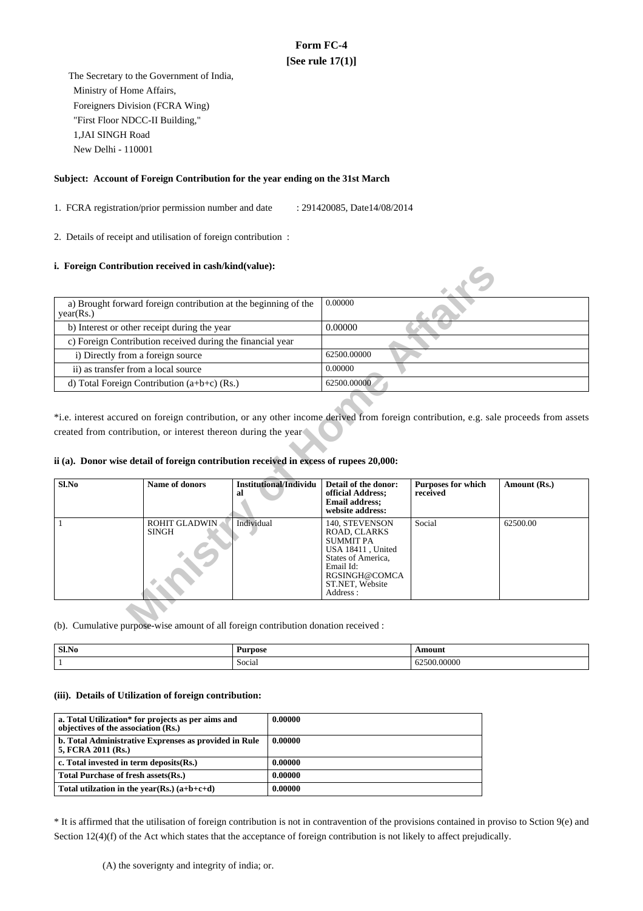# Form FC-4
## [See rule 17(1)]

The Secretary to the Government of India,
Ministry of Home Affairs,
Foreigners Division (FCRA Wing)
"First Floor NDCC-II Building,"
1,JAI SINGH Road
New Delhi - 110001

**Subject: Account of Foreign Contribution for the year ending on the 31st March**

1. FCRA registration/prior permission number and date : 291420085, Date14/08/2014

2. Details of receipt and utilisation of foreign contribution :

**i. Foreign Contribution received in cash/kind(value):**

| | |
|---|---|
| a) Brought forward foreign contribution at the beginning of the year(Rs.) | 0.00000 |
| b) Interest or other receipt during the year | 0.00000 |
| c) Foreign Contribution received during the financial year | |
| i) Directly from a foreign source | 62500.00000 |
| ii) as transfer from a local source | 0.00000 |
| d) Total Foreign Contribution (a+b+c) (Rs.) | 62500.00000 |

*i.e. interest accured on foreign contribution, or any other income derived from foreign contribution, e.g. sale proceeds from assets created from contribution, or interest thereon during the year

**ii (a). Donor wise detail of foreign contribution received in excess of rupees 20,000:**

| Sl.No | Name of donors | Institutional/Individual | Detail of the donor: official Address; Email address; website address: | Purposes for which received | Amount (Rs.) |
|---|---|---|---|---|---|
| 1 | ROHIT GLADWIN SINGH | Individual | 140, STEVENSON ROAD, CLARKS SUMMIT PA USA 18411 , United States of America, Email Id: RGSINGH@COMCAST.NET, Website Address : | Social | 62500.00 |

(b). Cumulative purpose-wise amount of all foreign contribution donation received :

| Sl.No | Purpose | Amount |
|---|---|---|
| 1 | Social | 62500.00000 |

**(iii). Details of Utilization of foreign contribution:**

| | |
|---|---|
| **a. Total Utilization* for projects as per aims and objectives of the association (Rs.)** | **0.00000** |
| **b. Total Administrative Exprenses as provided in Rule 5, FCRA 2011 (Rs.)** | **0.00000** |
| **c. Total invested in term deposits(Rs.)** | **0.00000** |
| **Total Purchase of fresh assets(Rs.)** | **0.00000** |
| **Total utilzation in the year(Rs.) (a+b+c+d)** | **0.00000** |

* It is affirmed that the utilisation of foreign contribution is not in contravention of the provisions contained in proviso to Sction 9(e) and Section 12(4)(f) of the Act which states that the acceptance of foreign contribution is not likely to affect prejudically.

(A) the soverignty and integrity of india; or.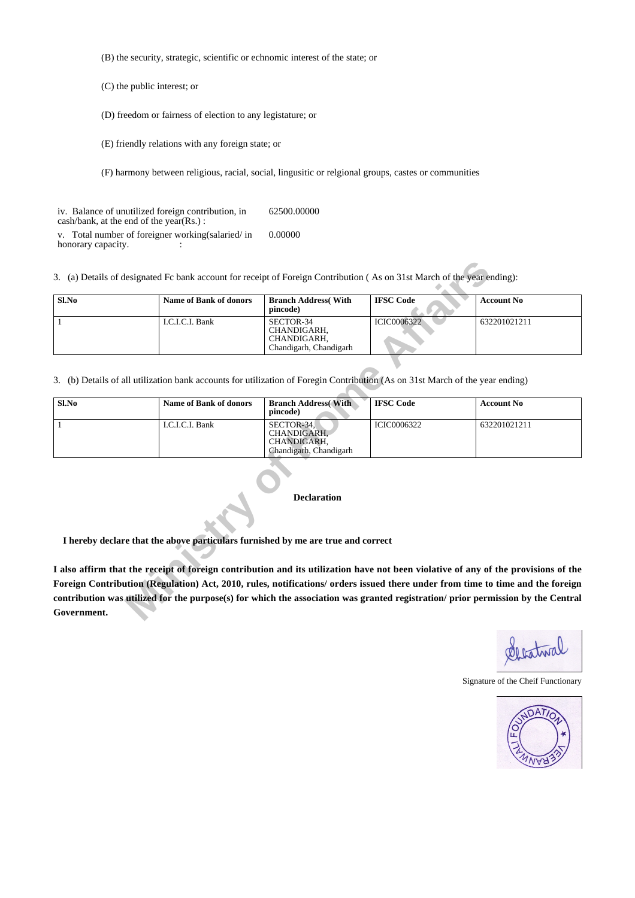(B) the security, strategic, scientific or echnomic interest of the state; or

(C) the public interest; or

(D) freedom or fairness of election to any legistature; or

(E) friendly relations with any foreign state; or

(F) harmony between religious, racial, social, lingusitic or relgional groups, castes or communities

iv. Balance of unutilized foreign contribution, in cash/bank, at the end of the year(Rs.) : 62500.00000

v. Total number of foreigner working(salaried/ in honorary capacity. : 0.00000

3. (a) Details of designated Fc bank account for receipt of Foreign Contribution ( As on 31st March of the year ending):

| Sl.No | Name of Bank of donors | Branch Address( With pincode) | IFSC Code | Account No |
|---|---|---|---|---|
| 1 | I.C.I.C.I. Bank | SECTOR-34 CHANDIGARH, CHANDIGARH, Chandigarh, Chandigarh | ICIC0006322 | 632201021211 |

3. (b) Details of all utilization bank accounts for utilization of Foregin Contribution (As on 31st March of the year ending)

| Sl.No | Name of Bank of donors | Branch Address( With pincode) | IFSC Code | Account No |
|---|---|---|---|---|
| 1 | I.C.I.C.I. Bank | SECTOR-34, CHANDIGARH, CHANDIGARH, Chandigarh, Chandigarh | ICIC0006322 | 632201021211 |

**Declaration**

**I hereby declare that the above particulars furnished by me are true and correct**

**I also affirm that the receipt of foreign contribution and its utilization have not been violative of any of the provisions of the Foreign Contribution (Regulation) Act, 2010, rules, notifications/ orders issued there under from time to time and the foreign contribution was utilized for the purpose(s) for which the association was granted registration/ prior permission by the Central Government.**

Signature of the Cheif Functionary